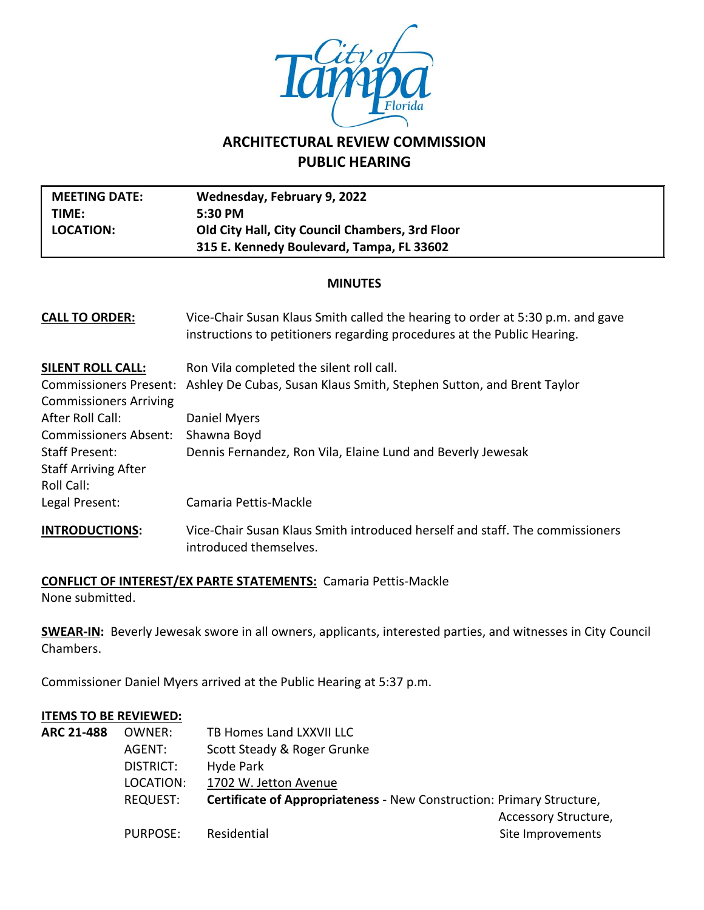# ARCHITECTURAL REVIEW COMMISSION
## PUBLIC HEARING

| | |
|---|---|
| **MEETING DATE:** | **Wednesday, February 9, 2022** |
| **TIME:** | **5:30 PM** |
| **LOCATION:** | **Old City Hall, City Council Chambers, 3rd Floor**<br>**315 E. Kennedy Boulevard, Tampa, FL 33602** |

**MINUTES**

**CALL TO ORDER:** Vice-Chair Susan Klaus Smith called the hearing to order at 5:30 p.m. and gave instructions to petitioners regarding procedures at the Public Hearing.

**SILENT ROLL CALL:** Ron Vila completed the silent roll call.

Commissioners Present: Ashley De Cubas, Susan Klaus Smith, Stephen Sutton, and Brent Taylor

Commissioners Arriving After Roll Call: Daniel Myers

Commissioners Absent: Shawna Boyd

Staff Present: Dennis Fernandez, Ron Vila, Elaine Lund and Beverly Jewesak

Staff Arriving After Roll Call:

Legal Present: Camaria Pettis-Mackle

**INTRODUCTIONS:** Vice-Chair Susan Klaus Smith introduced herself and staff. The commissioners introduced themselves.

**CONFLICT OF INTEREST/EX PARTE STATEMENTS:** Camaria Pettis-Mackle
None submitted.

**SWEAR-IN:** Beverly Jewesak swore in all owners, applicants, interested parties, and witnesses in City Council Chambers.

Commissioner Daniel Myers arrived at the Public Hearing at 5:37 p.m.

**ITEMS TO BE REVIEWED:**

**ARC 21-488**

OWNER: TB Homes Land LXXVII LLC
AGENT: Scott Steady & Roger Grunke
DISTRICT: Hyde Park
LOCATION: 1702 W. Jetton Avenue
REQUEST: **Certificate of Appropriateness** - New Construction: Primary Structure, Accessory Structure, Site Improvements
PURPOSE: Residential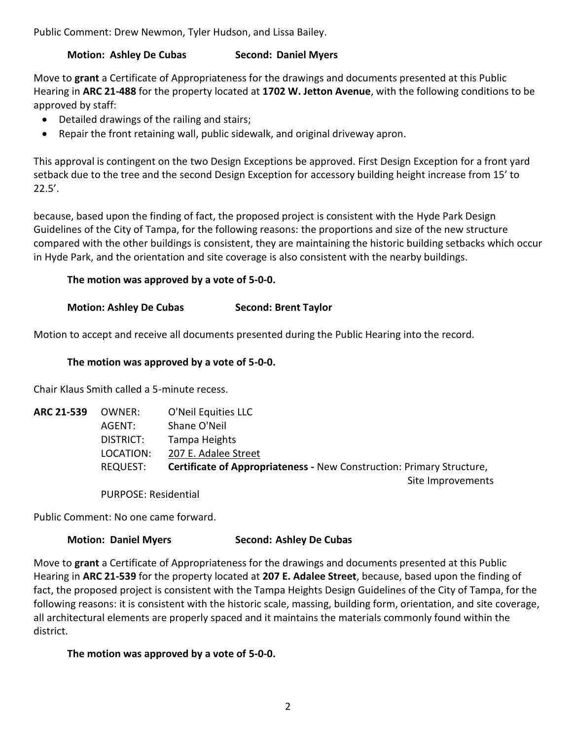Public Comment: Drew Newmon, Tyler Hudson, and Lissa Bailey.

**Motion: Ashley De Cubas** **Second: Daniel Myers**

Move to **grant** a Certificate of Appropriateness for the drawings and documents presented at this Public Hearing in **ARC 21-488** for the property located at **1702 W. Jetton Avenue**, with the following conditions to be approved by staff:

- Detailed drawings of the railing and stairs;
- Repair the front retaining wall, public sidewalk, and original driveway apron.

This approval is contingent on the two Design Exceptions be approved. First Design Exception for a front yard setback due to the tree and the second Design Exception for accessory building height increase from 15' to 22.5'.

because, based upon the finding of fact, the proposed project is consistent with the Hyde Park Design Guidelines of the City of Tampa, for the following reasons: the proportions and size of the new structure compared with the other buildings is consistent, they are maintaining the historic building setbacks which occur in Hyde Park, and the orientation and site coverage is also consistent with the nearby buildings.

**The motion was approved by a vote of 5-0-0.**

**Motion: Ashley De Cubas** **Second: Brent Taylor**

Motion to accept and receive all documents presented during the Public Hearing into the record.

**The motion was approved by a vote of 5-0-0.**

Chair Klaus Smith called a 5-minute recess.

| **ARC 21-539** | OWNER: | O'Neil Equities LLC |
|---|---|---|
| | AGENT: | Shane O'Neil |
| | DISTRICT: | Tampa Heights |
| | LOCATION: | 207 E. Adalee Street |
| | REQUEST: | **Certificate of Appropriateness -** New Construction: Primary Structure, Site Improvements |
| | PURPOSE: Residential | |

Public Comment: No one came forward.

**Motion: Daniel Myers** **Second: Ashley De Cubas**

Move to **grant** a Certificate of Appropriateness for the drawings and documents presented at this Public Hearing in **ARC 21-539** for the property located at **207 E. Adalee Street**, because, based upon the finding of fact, the proposed project is consistent with the Tampa Heights Design Guidelines of the City of Tampa, for the following reasons: it is consistent with the historic scale, massing, building form, orientation, and site coverage, all architectural elements are properly spaced and it maintains the materials commonly found within the district.

**The motion was approved by a vote of 5-0-0.**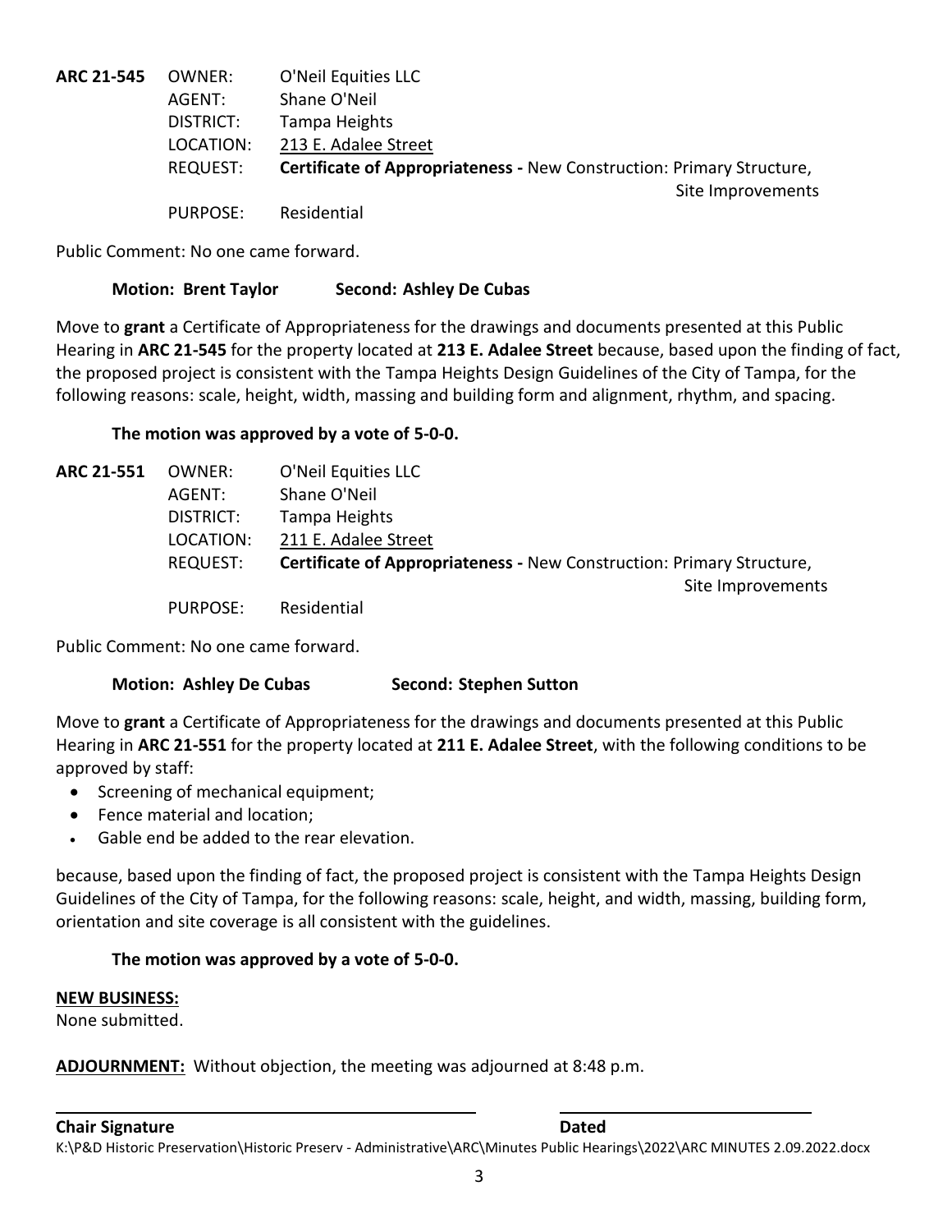**ARC 21-545** OWNER: O'Neil Equities LLC
AGENT: Shane O'Neil
DISTRICT: Tampa Heights
LOCATION: 213 E. Adalee Street
REQUEST: **Certificate of Appropriateness -** New Construction: Primary Structure, Site Improvements
PURPOSE: Residential

Public Comment: No one came forward.

**Motion: Brent Taylor Second: Ashley De Cubas**

Move to **grant** a Certificate of Appropriateness for the drawings and documents presented at this Public Hearing in **ARC 21-545** for the property located at **213 E. Adalee Street** because, based upon the finding of fact, the proposed project is consistent with the Tampa Heights Design Guidelines of the City of Tampa, for the following reasons: scale, height, width, massing and building form and alignment, rhythm, and spacing.

**The motion was approved by a vote of 5-0-0.**

**ARC 21-551** OWNER: O'Neil Equities LLC
AGENT: Shane O'Neil
DISTRICT: Tampa Heights
LOCATION: 211 E. Adalee Street
REQUEST: **Certificate of Appropriateness -** New Construction: Primary Structure, Site Improvements
PURPOSE: Residential

Public Comment: No one came forward.

**Motion: Ashley De Cubas Second: Stephen Sutton**

Move to **grant** a Certificate of Appropriateness for the drawings and documents presented at this Public Hearing in **ARC 21-551** for the property located at **211 E. Adalee Street**, with the following conditions to be approved by staff:

- Screening of mechanical equipment;
- Fence material and location;
- Gable end be added to the rear elevation.

because, based upon the finding of fact, the proposed project is consistent with the Tampa Heights Design Guidelines of the City of Tampa, for the following reasons: scale, height, and width, massing, building form, orientation and site coverage is all consistent with the guidelines.

**The motion was approved by a vote of 5-0-0.**

**NEW BUSINESS:**
None submitted.

**ADJOURNMENT:** Without objection, the meeting was adjourned at 8:48 p.m.

**Chair Signature** **Dated**

K:\P&D Historic Preservation\Historic Preserv - Administrative\ARC\Minutes Public Hearings\2022\ARC MINUTES 2.09.2022.docx